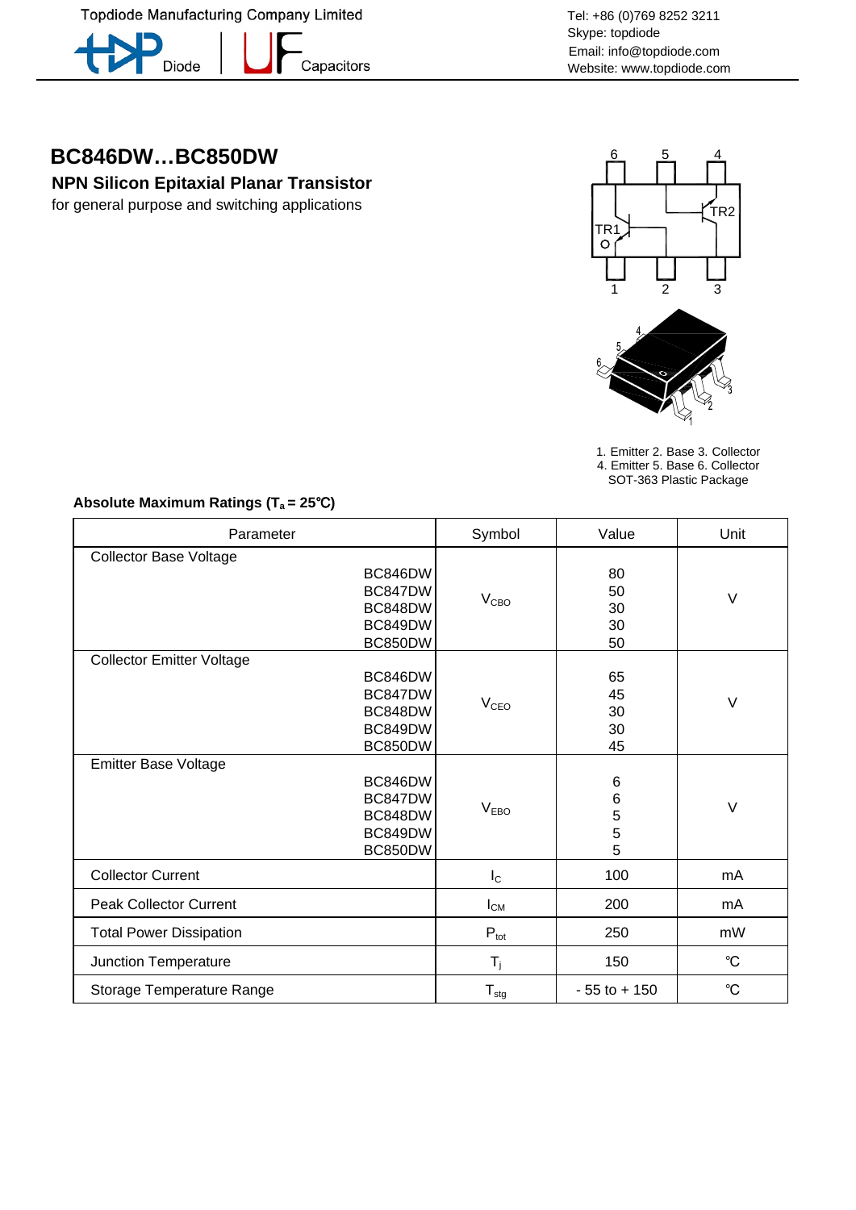Topdiode Manufacturing Company Limited

Diode | Capacitors

Tel: +86 (0)769 8252 3211
Skype: topdiode
Email: info@topdiode.com
Website: www.topdiode.com

# BC846DW…BC850DW

## NPN Silicon Epitaxial Planar Transistor

for general purpose and switching applications

1. Emitter 2. Base 3. Collector
4. Emitter 5. Base 6. Collector
SOT-363 Plastic Package

### Absolute Maximum Ratings ($T_a$ = 25℃)

| Parameter | | Symbol | Value | Unit |
|---|---|---|---|---|
| Collector Base Voltage | BC846DW | $V_{CBO}$ | 80 | V |
| | BC847DW | | 50 | |
| | BC848DW | | 30 | |
| | BC849DW | | 30 | |
| | BC850DW | | 50 | |
| Collector Emitter Voltage | BC846DW | $V_{CEO}$ | 65 | V |
| | BC847DW | | 45 | |
| | BC848DW | | 30 | |
| | BC849DW | | 30 | |
| | BC850DW | | 45 | |
| Emitter Base Voltage | BC846DW | $V_{EBO}$ | 6 | V |
| | BC847DW | | 6 | |
| | BC848DW | | 5 | |
| | BC849DW | | 5 | |
| | BC850DW | | 5 | |
| Collector Current | | $I_C$ | 100 | mA |
| Peak Collector Current | | $I_{CM}$ | 200 | mA |
| Total Power Dissipation | | $P_{tot}$ | 250 | mW |
| Junction Temperature | | $T_j$ | 150 | ℃ |
| Storage Temperature Range | | $T_{stg}$ | - 55 to + 150 | ℃ |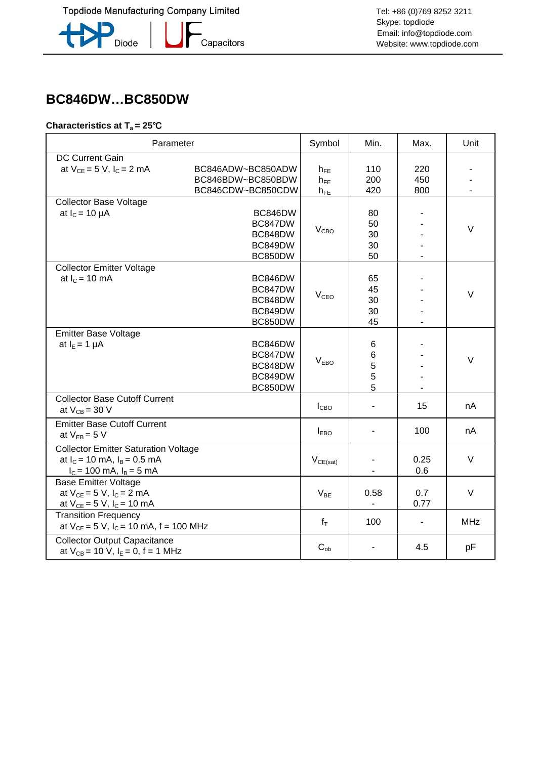## BC846DW…BC850DW

**Characteristics at $T_a$ = 25℃**

| Parameter | | Symbol | Min. | Max. | Unit |
|---|---|---|---|---|---|
| DC Current Gain at $V_{CE}$ = 5 V, $I_C$ = 2 mA | BC846ADW~BC850ADW | $h_{FE}$ | 110 | 220 | - |
| | BC846BDW~BC850BDW | $h_{FE}$ | 200 | 450 | - |
| | BC846CDW~BC850CDW | $h_{FE}$ | 420 | 800 | - |
| Collector Base Voltage at $I_C$ = 10 µA | BC846DW | $V_{CBO}$ | 80 | - | V |
| | BC847DW | | 50 | - | |
| | BC848DW | | 30 | - | |
| | BC849DW | | 30 | - | |
| | BC850DW | | 50 | - | |
| Collector Emitter Voltage at $I_C$ = 10 mA | BC846DW | $V_{CEO}$ | 65 | - | V |
| | BC847DW | | 45 | - | |
| | BC848DW | | 30 | - | |
| | BC849DW | | 30 | - | |
| | BC850DW | | 45 | - | |
| Emitter Base Voltage at $I_E$ = 1 µA | BC846DW | $V_{EBO}$ | 6 | - | V |
| | BC847DW | | 6 | - | |
| | BC848DW | | 5 | - | |
| | BC849DW | | 5 | - | |
| | BC850DW | | 5 | - | |
| Collector Base Cutoff Current at $V_{CB}$ = 30 V | | $I_{CBO}$ | - | 15 | nA |
| Emitter Base Cutoff Current at $V_{EB}$ = 5 V | | $I_{EBO}$ | - | 100 | nA |
| Collector Emitter Saturation Voltage at $I_C$ = 10 mA, $I_B$ = 0.5 mA | | $V_{CE(sat)}$ | - | 0.25 | V |
| $I_C$ = 100 mA, $I_B$ = 5 mA | | | - | 0.6 | |
| Base Emitter Voltage at $V_{CE}$ = 5 V, $I_C$ = 2 mA | | $V_{BE}$ | 0.58 | 0.7 | V |
| at $V_{CE}$ = 5 V, $I_C$ = 10 mA | | | - | 0.77 | |
| Transition Frequency at $V_{CE}$ = 5 V, $I_C$ = 10 mA, f = 100 MHz | | $f_T$ | 100 | - | MHz |
| Collector Output Capacitance at $V_{CB}$ = 10 V, $I_E$ = 0, f = 1 MHz | | $C_{ob}$ | - | 4.5 | pF |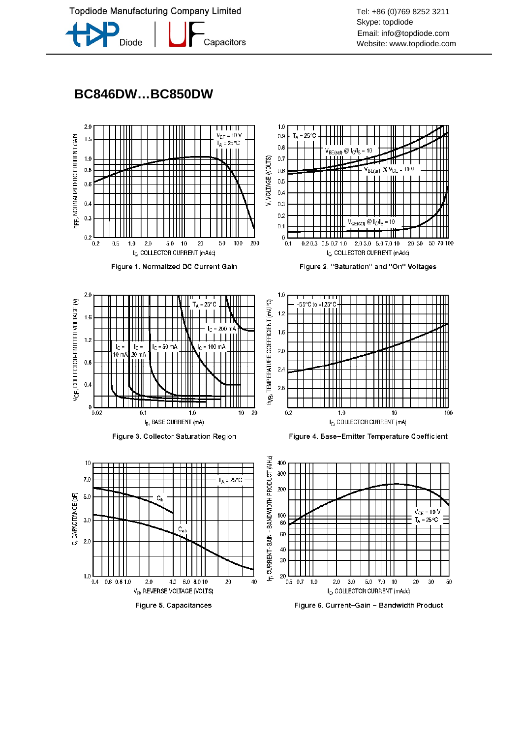## BC846DW…BC850DW

Figure 1. Normalized DC Current Gain

Figure 2. "Saturation" and "On" Voltages

Figure 3. Collector Saturation Region

Figure 4. Base−Emitter Temperature Coefficient

Figure 5. Capacitances

Figure 6. Current−Gain − Bandwidth Product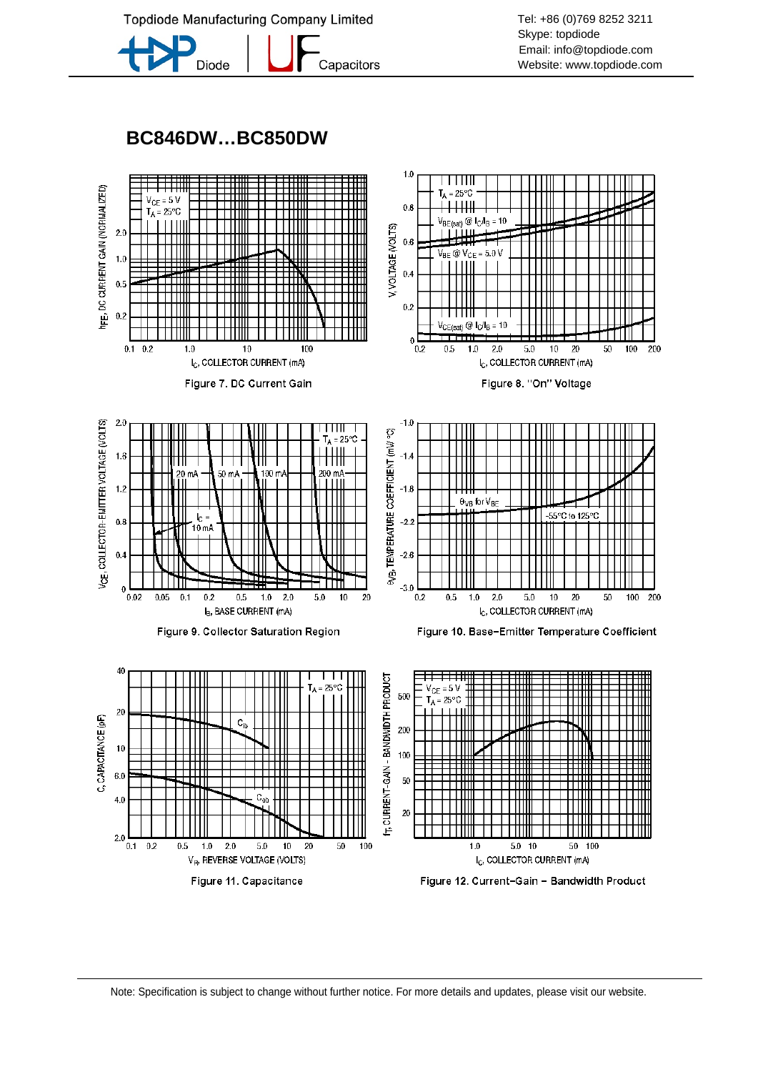# BC846DW…BC850DW

$h_{FE}$, DC CURRENT GAIN (NORMALIZED)

$V_{CE}$ = 5 V

$T_A$ = 25°C

2.0

1.0

0.5

0.2

0.1 0.2 1.0 10 100

$I_C$, COLLECTOR CURRENT (mA)

Figure 7. DC Current Gain

V, VOLTAGE (VOLTS)

1.0

0.8

0.6

0.4

0.2

0

$T_A$ = 25°C

$V_{BE(sat)}$ @ $I_C/I_B$ = 10

$V_{BE}$ @ $V_{CE}$ = 5.0 V

$V_{CE(sat)}$ @ $I_C/I_B$ = 10

0.2 0.5 1.0 2.0 5.0 10 20 50 100 200

$I_C$, COLLECTOR CURRENT (mA)

Figure 8. "On" Voltage

$V_{CE}$, COLLECTOR-EMITTER VOLTAGE (VOLTS)

2.0

1.6

1.2

0.8

0.4

0

$T_A$ = 25°C

20 mA

50 mA

100 mA

200 mA

$I_C$ = 10 mA

0.02 0.05 0.1 0.2 0.5 1.0 2.0 5.0 10 20

$I_B$, BASE CURRENT (mA)

Figure 9. Collector Saturation Region

$\theta_{VB}$, TEMPERATURE COEFFICIENT (mV/°C)

-1.0

-1.4

-1.8

-2.2

-2.6

-3.0

$\theta_{VB}$ for $V_{BE}$

-55°C to 125°C

0.2 0.5 1.0 2.0 5.0 10 20 50 100 200

$I_C$, COLLECTOR CURRENT (mA)

Figure 10. Base-Emitter Temperature Coefficient

C, CAPACITANCE (pF)

40

20

10

6.0

4.0

2.0

$T_A$ = 25°C

$C_{ib}$

$C_{ob}$

0.1 0.2 0.5 1.0 2.0 5.0 10 20 50 100

$V_R$, REVERSE VOLTAGE (VOLTS)

Figure 11. Capacitance

$f_T$, CURRENT-GAIN - BANDWIDTH PRODUCT

$V_{CE}$ = 5 V

$T_A$ = 25°C

500

200

100

50

20

1.0 5.0 10 50 100

$I_C$, COLLECTOR CURRENT (mA)

Figure 12. Current-Gain – Bandwidth Product